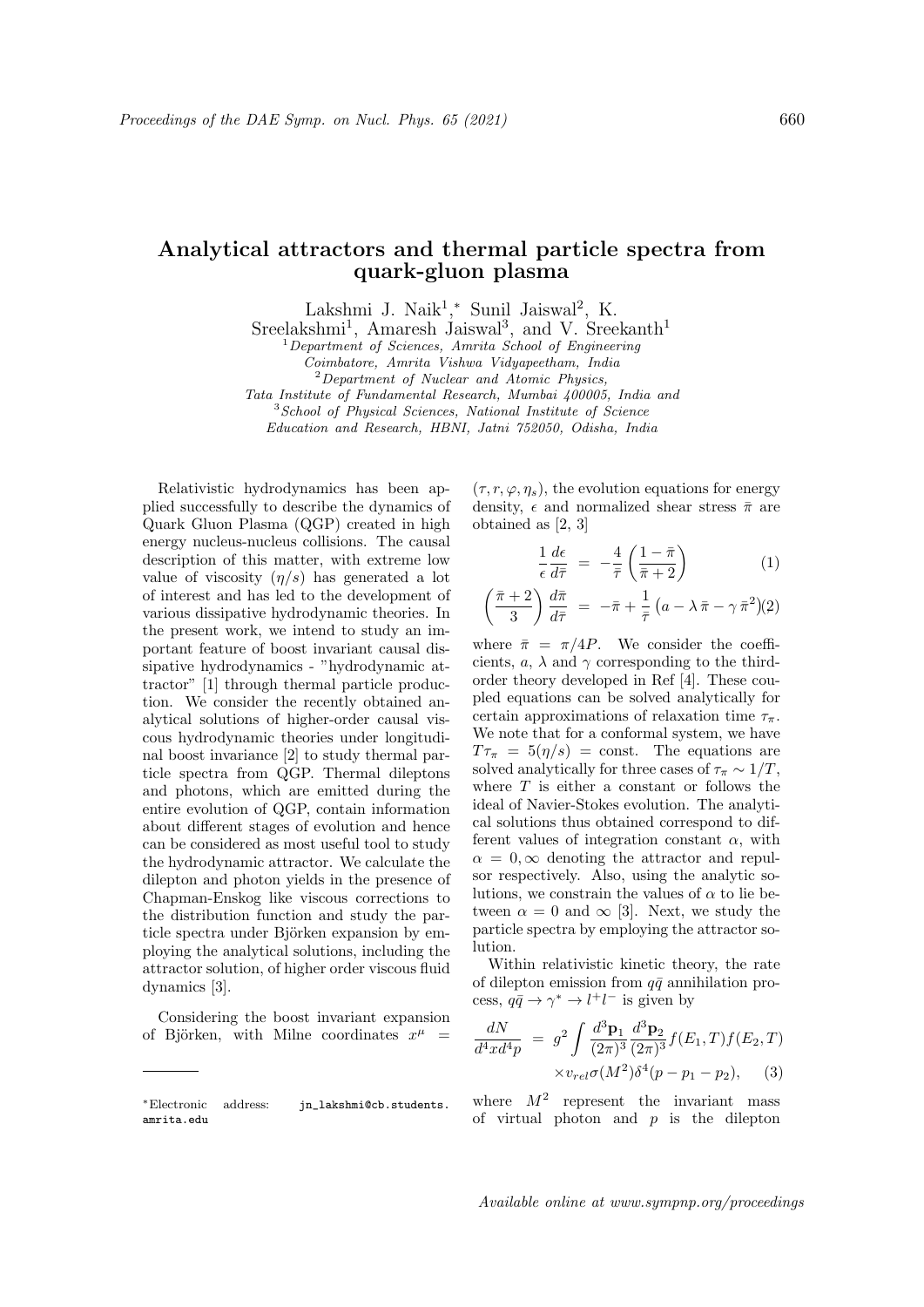# Analytical attractors and thermal particle spectra from quark-gluon plasma

Lakshmi J. Naik[1,*] Sunil Jaiswal[2], K. Sreelakshmi[1], Amaresh Jaiswal[3], and V. Sreekanth[1]

[1]*Department of Sciences, Amrita School of Engineering Coimbatore, Amrita Vishwa Vidyapeetham, India*
[2]*Department of Nuclear and Atomic Physics, Tata Institute of Fundamental Research, Mumbai 400005, India and*
[3]*School of Physical Sciences, National Institute of Science Education and Research, HBNI, Jatni 752050, Odisha, India*

Relativistic hydrodynamics has been applied successfully to describe the dynamics of Quark Gluon Plasma (QGP) created in high energy nucleus-nucleus collisions. The causal description of this matter, with extreme low value of viscosity ($\eta/s$) has generated a lot of interest and has led to the development of various dissipative hydrodynamic theories. In the present work, we intend to study an important feature of boost invariant causal dissipative hydrodynamics - "hydrodynamic attractor" [1] through thermal particle production. We consider the recently obtained analytical solutions of higher-order causal viscous hydrodynamic theories under longitudinal boost invariance [2] to study thermal particle spectra from QGP. Thermal dileptons and photons, which are emitted during the entire evolution of QGP, contain information about different stages of evolution and hence can be considered as most useful tool to study the hydrodynamic attractor. We calculate the dilepton and photon yields in the presence of Chapman-Enskog like viscous corrections to the distribution function and study the particle spectra under Björken expansion by employing the analytical solutions, including the attractor solution, of higher order viscous fluid dynamics [3].

Considering the boost invariant expansion of Björken, with Milne coordinates $x^\mu = (\tau, r, \varphi, \eta_s)$, the evolution equations for energy density, $\epsilon$ and normalized shear stress $\bar{\pi}$ are obtained as [2, 3]

$$\frac{1}{\epsilon}\frac{d\epsilon}{d\bar{\tau}} = -\frac{4}{\bar{\tau}}\left(\frac{1-\bar{\pi}}{\bar{\pi}+2}\right) \tag{1}$$

$$\left(\frac{\bar{\pi}+2}{3}\right)\frac{d\bar{\pi}}{d\bar{\tau}} = -\bar{\pi} + \frac{1}{\bar{\tau}}\left(a - \lambda\,\bar{\pi} - \gamma\,\bar{\pi}^2\right) \tag{2}$$

where $\bar{\pi} = \pi/4P$. We consider the coefficients, $a$, $\lambda$ and $\gamma$ corresponding to the third-order theory developed in Ref [4]. These coupled equations can be solved analytically for certain approximations of relaxation time $\tau_\pi$. We note that for a conformal system, we have $T\tau_\pi = 5(\eta/s) = \text{const}$. The equations are solved analytically for three cases of $\tau_\pi \sim 1/T$, where $T$ is either a constant or follows the ideal of Navier-Stokes evolution. The analytical solutions thus obtained correspond to different values of integration constant $\alpha$, with $\alpha = 0, \infty$ denoting the attractor and repulsor respectively. Also, using the analytic solutions, we constrain the values of $\alpha$ to lie between $\alpha = 0$ and $\infty$ [3]. Next, we study the particle spectra by employing the attractor solution.

Within relativistic kinetic theory, the rate of dilepton emission from $q\bar{q}$ annihilation process, $q\bar{q} \to \gamma^* \to l^+l^-$ is given by

$$\frac{dN}{d^4x d^4p} = g^2 \int \frac{d^3\mathbf{p}_1}{(2\pi)^3}\frac{d^3\mathbf{p}_2}{(2\pi)^3} f(E_1,T) f(E_2,T) \times v_{rel}\,\sigma(M^2)\,\delta^4(p-p_1-p_2), \tag{3}$$

where $M^2$ represent the invariant mass of virtual photon and $p$ is the dilepton

---

*Electronic address: jn_lakshmi@cb.students.amrita.edu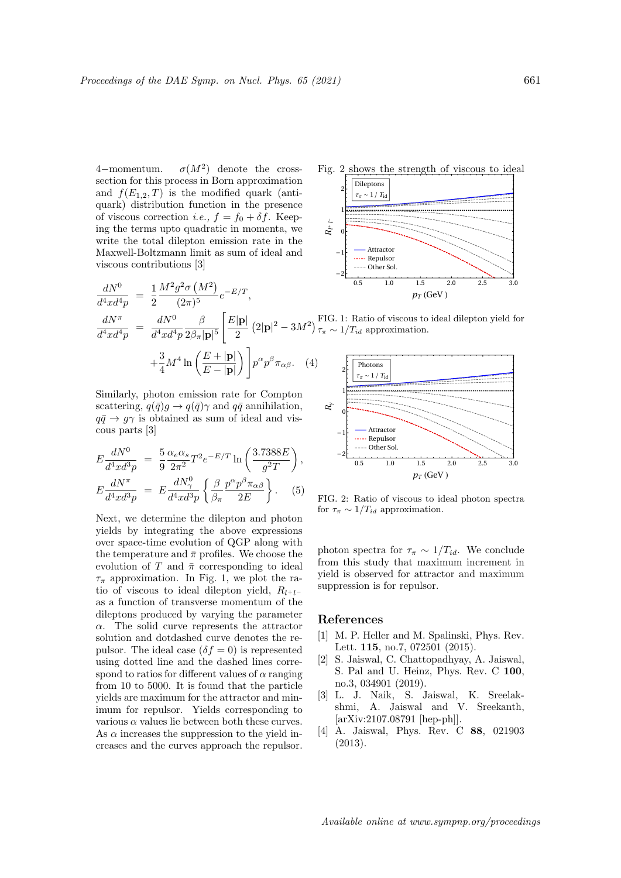4−momentum. $\sigma(M^2)$ denote the cross-section for this process in Born approximation and $f(E_{1,2}, T)$ is the modified quark (anti-quark) distribution function in the presence of viscous correction *i.e.,* $f = f_0 + \delta f$. Keeping the terms upto quadratic in momenta, we write the total dilepton emission rate in the Maxwell-Boltzmann limit as sum of ideal and viscous contributions [3]

$$\frac{dN^0}{d^4x d^4p} = \frac{1}{2}\frac{M^2 g^2 \sigma\left(M^2\right)}{(2\pi)^5} e^{-E/T},$$

$$\frac{dN^\pi}{d^4x d^4p} = \frac{dN^0}{d^4x d^4p}\frac{\beta}{2\beta_\pi |\mathbf{p}|^5}\left[\frac{E|\mathbf{p}|}{2}\left(2|\mathbf{p}|^2 - 3M^2\right) + \frac{3}{4}M^4 \ln\left(\frac{E+|\mathbf{p}|}{E-|\mathbf{p}|}\right)\right] p^\alpha p^\beta \pi_{\alpha\beta}. \quad (4)$$

Similarly, photon emission rate for Compton scattering, $q(\bar{q})g \to q(\bar{q})\gamma$ and $q\bar{q}$ annihilation, $q\bar{q} \to g\gamma$ is obtained as sum of ideal and viscous parts [3]

$$E\frac{dN^0}{d^4x d^3p} = \frac{5}{9}\frac{\alpha_e \alpha_s}{2\pi^2} T^2 e^{-E/T} \ln\left(\frac{3.7388E}{g^2 T}\right),$$

$$E\frac{dN^\pi}{d^4x d^3p} = E\frac{dN^0_\gamma}{d^4x d^3p}\left\{\frac{\beta}{\beta_\pi}\frac{p^\alpha p^\beta \pi_{\alpha\beta}}{2E}\right\}. \quad (5)$$

Next, we determine the dilepton and photon yields by integrating the above expressions over space-time evolution of QGP along with the temperature and $\bar{\pi}$ profiles. We choose the evolution of $T$ and $\bar{\pi}$ corresponding to ideal $\tau_\pi$ approximation. In Fig. 1, we plot the ratio of viscous to ideal dilepton yield, $R_{l^+l^-}$ as a function of transverse momentum of the dileptons produced by varying the parameter $\alpha$. The solid curve represents the attractor solution and dotdashed curve denotes the repulsor. The ideal case ($\delta f = 0$) is represented using dotted line and the dashed lines correspond to ratios for different values of $\alpha$ ranging from 10 to 5000. It is found that the particle yields are maximum for the attractor and minimum for repulsor. Yields corresponding to various $\alpha$ values lie between both these curves. As $\alpha$ increases the suppression to the yield increases and the curves approach the repulsor.

Fig. 2 shows the strength of viscous to ideal

Dileptons
$\tau_\pi \sim 1/T_{id}$
$R_{l^+l^-}$
Attractor
Repulsor
Other Sol.
$p_T$ (GeV)

FIG. 1: Ratio of viscous to ideal dilepton yield for $\tau_\pi \sim 1/T_{id}$ approximation.

Photons
$\tau_\pi \sim 1/T_{id}$
$R_\gamma$
Attractor
Repulsor
Other Sol.
$p_T$ (GeV)

FIG. 2: Ratio of viscous to ideal photon spectra for $\tau_\pi \sim 1/T_{id}$ approximation.

photon spectra for $\tau_\pi \sim 1/T_{id}$. We conclude from this study that maximum increment in yield is observed for attractor and maximum suppression is for repulsor.

## References

[1] M. P. Heller and M. Spalinski, Phys. Rev. Lett. **115**, no.7, 072501 (2015).

[2] S. Jaiswal, C. Chattopadhyay, A. Jaiswal, S. Pal and U. Heinz, Phys. Rev. C **100**, no.3, 034901 (2019).

[3] L. J. Naik, S. Jaiswal, K. Sreelakshmi, A. Jaiswal and V. Sreekanth, [arXiv:2107.08791 [hep-ph]].

[4] A. Jaiswal, Phys. Rev. C **88**, 021903 (2013).